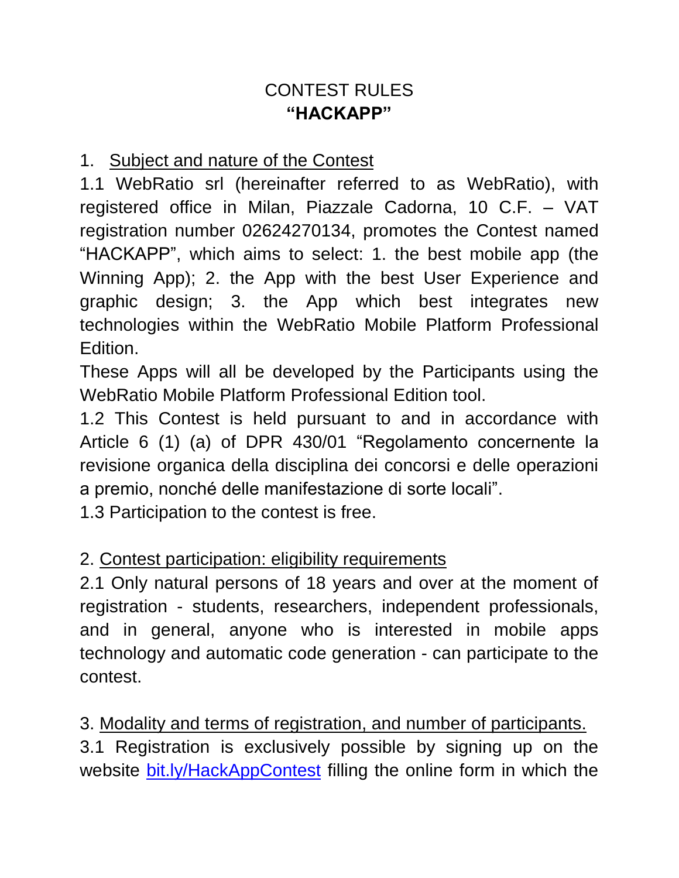# CONTEST RULES
# **"HACKAPP"**

## 1. Subject and nature of the Contest

1.1 WebRatio srl (hereinafter referred to as WebRatio), with registered office in Milan, Piazzale Cadorna, 10 C.F. – VAT registration number 02624270134, promotes the Contest named "HACKAPP", which aims to select: 1. the best mobile app (the Winning App); 2. the App with the best User Experience and graphic design; 3. the App which best integrates new technologies within the WebRatio Mobile Platform Professional Edition.

These Apps will all be developed by the Participants using the WebRatio Mobile Platform Professional Edition tool.

1.2 This Contest is held pursuant to and in accordance with Article 6 (1) (a) of DPR 430/01 "Regolamento concernente la revisione organica della disciplina dei concorsi e delle operazioni a premio, nonché delle manifestazione di sorte locali".

1.3 Participation to the contest is free.

## 2. Contest participation: eligibility requirements

2.1 Only natural persons of 18 years and over at the moment of registration - students, researchers, independent professionals, and in general, anyone who is interested in mobile apps technology and automatic code generation - can participate to the contest.

## 3. Modality and terms of registration, and number of participants.

3.1 Registration is exclusively possible by signing up on the website [bit.ly/HackAppContest](bit.ly/HackAppContest) filling the online form in which the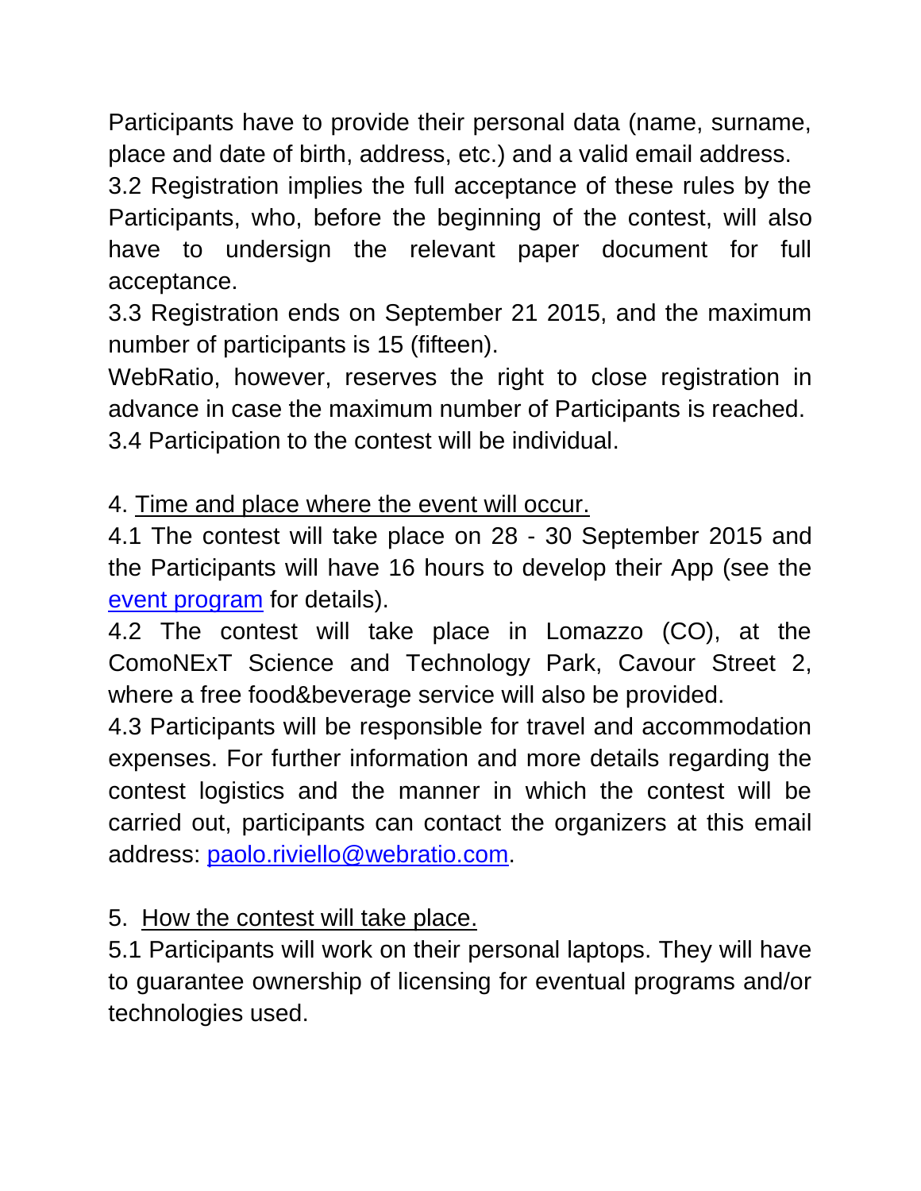Participants have to provide their personal data (name, surname, place and date of birth, address, etc.) and a valid email address.

3.2 Registration implies the full acceptance of these rules by the Participants, who, before the beginning of the contest, will also have to undersign the relevant paper document for full acceptance.

3.3 Registration ends on September 21 2015, and the maximum number of participants is 15 (fifteen).

WebRatio, however, reserves the right to close registration in advance in case the maximum number of Participants is reached.

3.4 Participation to the contest will be individual.

4. <u>Time and place where the event will occur.</u>

4.1 The contest will take place on 28 - 30 September 2015 and the Participants will have 16 hours to develop their App (see the [event program]() for details).

4.2 The contest will take place in Lomazzo (CO), at the ComoNExT Science and Technology Park, Cavour Street 2, where a free food&beverage service will also be provided.

4.3 Participants will be responsible for travel and accommodation expenses. For further information and more details regarding the contest logistics and the manner in which the contest will be carried out, participants can contact the organizers at this email address: [paolo.riviello@webratio.com](mailto:paolo.riviello@webratio.com).

5. <u>How the contest will take place.</u>

5.1 Participants will work on their personal laptops. They will have to guarantee ownership of licensing for eventual programs and/or technologies used.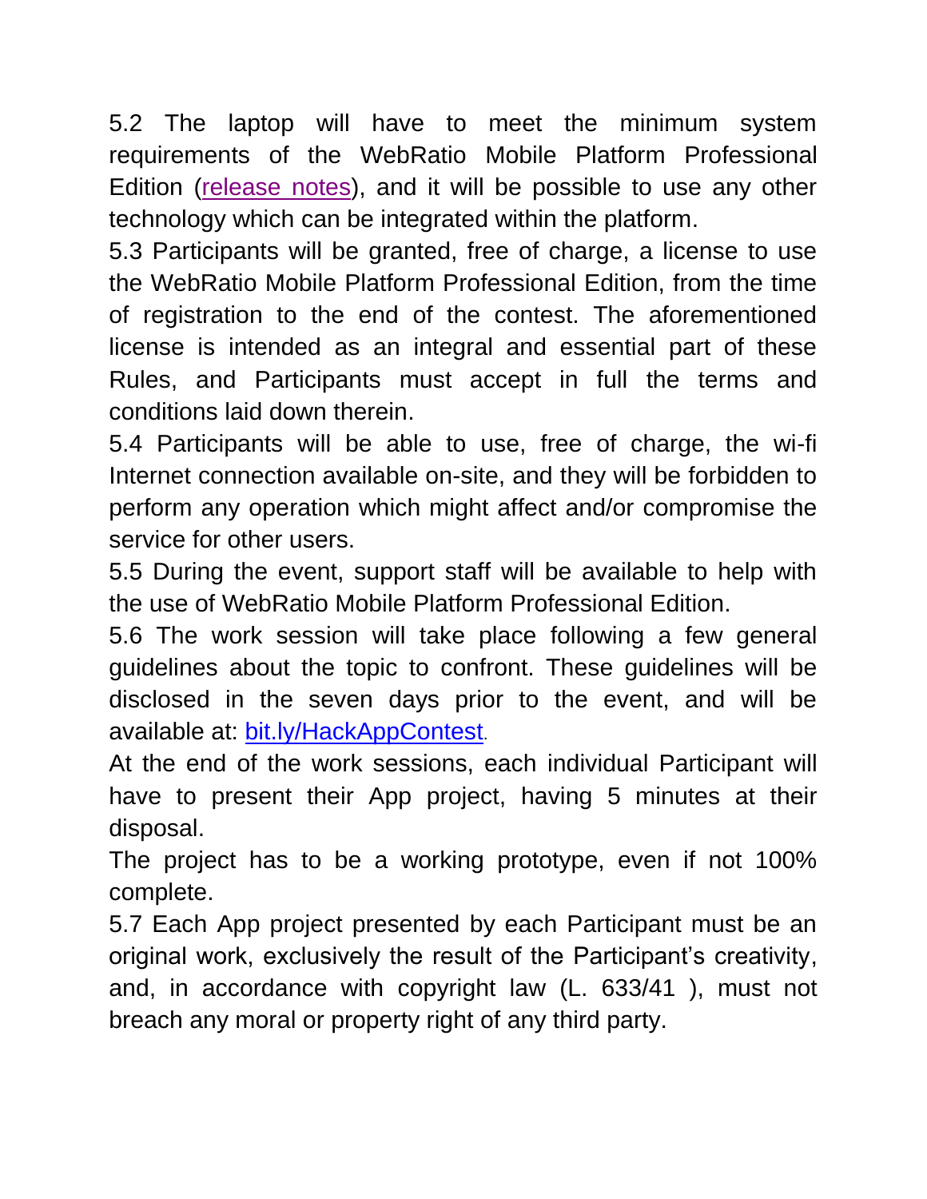5.2 The laptop will have to meet the minimum system requirements of the WebRatio Mobile Platform Professional Edition (release notes), and it will be possible to use any other technology which can be integrated within the platform.

5.3 Participants will be granted, free of charge, a license to use the WebRatio Mobile Platform Professional Edition, from the time of registration to the end of the contest. The aforementioned license is intended as an integral and essential part of these Rules, and Participants must accept in full the terms and conditions laid down therein.

5.4 Participants will be able to use, free of charge, the wi-fi Internet connection available on-site, and they will be forbidden to perform any operation which might affect and/or compromise the service for other users.

5.5 During the event, support staff will be available to help with the use of WebRatio Mobile Platform Professional Edition.

5.6 The work session will take place following a few general guidelines about the topic to confront. These guidelines will be disclosed in the seven days prior to the event, and will be available at: bit.ly/HackAppContest.

At the end of the work sessions, each individual Participant will have to present their App project, having 5 minutes at their disposal.

The project has to be a working prototype, even if not 100% complete.

5.7 Each App project presented by each Participant must be an original work, exclusively the result of the Participant's creativity, and, in accordance with copyright law (L. 633/41 ), must not breach any moral or property right of any third party.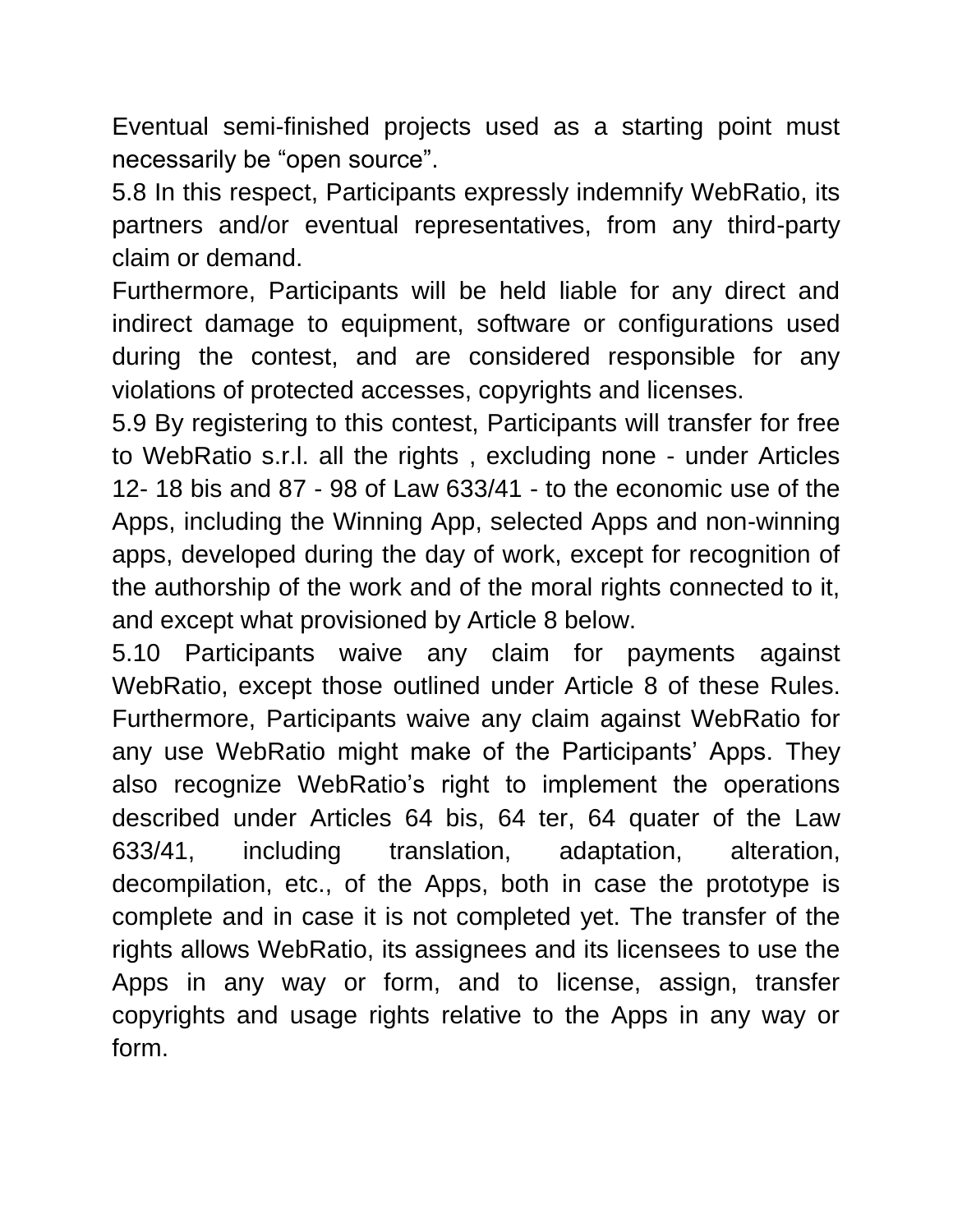Eventual semi-finished projects used as a starting point must necessarily be “open source”.

5.8 In this respect, Participants expressly indemnify WebRatio, its partners and/or eventual representatives, from any third-party claim or demand.

Furthermore, Participants will be held liable for any direct and indirect damage to equipment, software or configurations used during the contest, and are considered responsible for any violations of protected accesses, copyrights and licenses.

5.9 By registering to this contest, Participants will transfer for free to WebRatio s.r.l. all the rights , excluding none - under Articles 12- 18 bis and 87 - 98 of Law 633/41 - to the economic use of the Apps, including the Winning App, selected Apps and non-winning apps, developed during the day of work, except for recognition of the authorship of the work and of the moral rights connected to it, and except what provisioned by Article 8 below.

5.10 Participants waive any claim for payments against WebRatio, except those outlined under Article 8 of these Rules. Furthermore, Participants waive any claim against WebRatio for any use WebRatio might make of the Participants’ Apps. They also recognize WebRatio’s right to implement the operations described under Articles 64 bis, 64 ter, 64 quater of the Law 633/41, including translation, adaptation, alteration, decompilation, etc., of the Apps, both in case the prototype is complete and in case it is not completed yet. The transfer of the rights allows WebRatio, its assignees and its licensees to use the Apps in any way or form, and to license, assign, transfer copyrights and usage rights relative to the Apps in any way or form.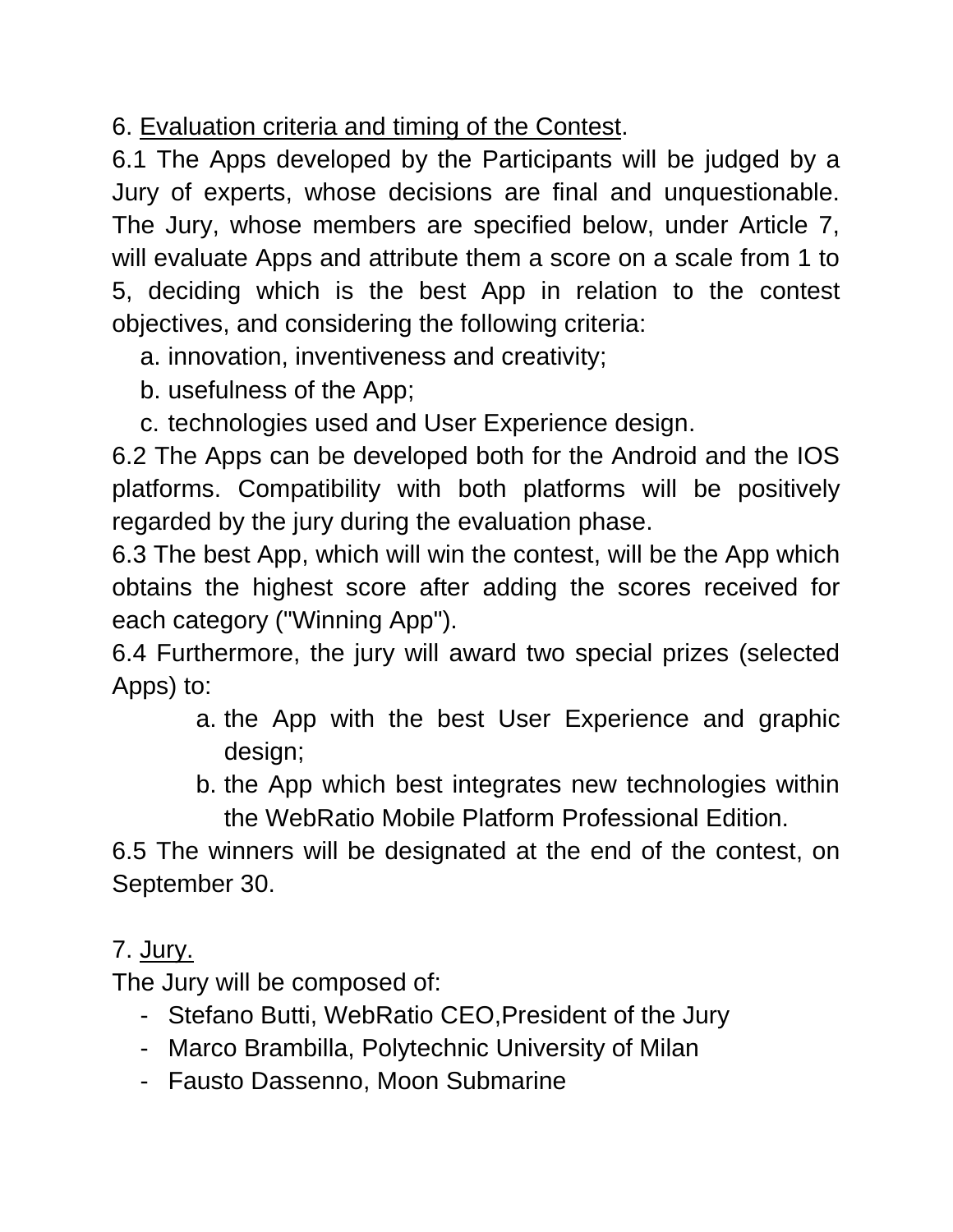6. Evaluation criteria and timing of the Contest.

6.1 The Apps developed by the Participants will be judged by a Jury of experts, whose decisions are final and unquestionable. The Jury, whose members are specified below, under Article 7, will evaluate Apps and attribute them a score on a scale from 1 to 5, deciding which is the best App in relation to the contest objectives, and considering the following criteria:

a. innovation, inventiveness and creativity;
b. usefulness of the App;
c. technologies used and User Experience design.

6.2 The Apps can be developed both for the Android and the IOS platforms. Compatibility with both platforms will be positively regarded by the jury during the evaluation phase.

6.3 The best App, which will win the contest, will be the App which obtains the highest score after adding the scores received for each category ("Winning App").

6.4 Furthermore, the jury will award two special prizes (selected Apps) to:

a. the App with the best User Experience and graphic design;
b. the App which best integrates new technologies within the WebRatio Mobile Platform Professional Edition.

6.5 The winners will be designated at the end of the contest, on September 30.

7. Jury.

The Jury will be composed of:

- Stefano Butti, WebRatio CEO,President of the Jury
- Marco Brambilla, Polytechnic University of Milan
- Fausto Dassenno, Moon Submarine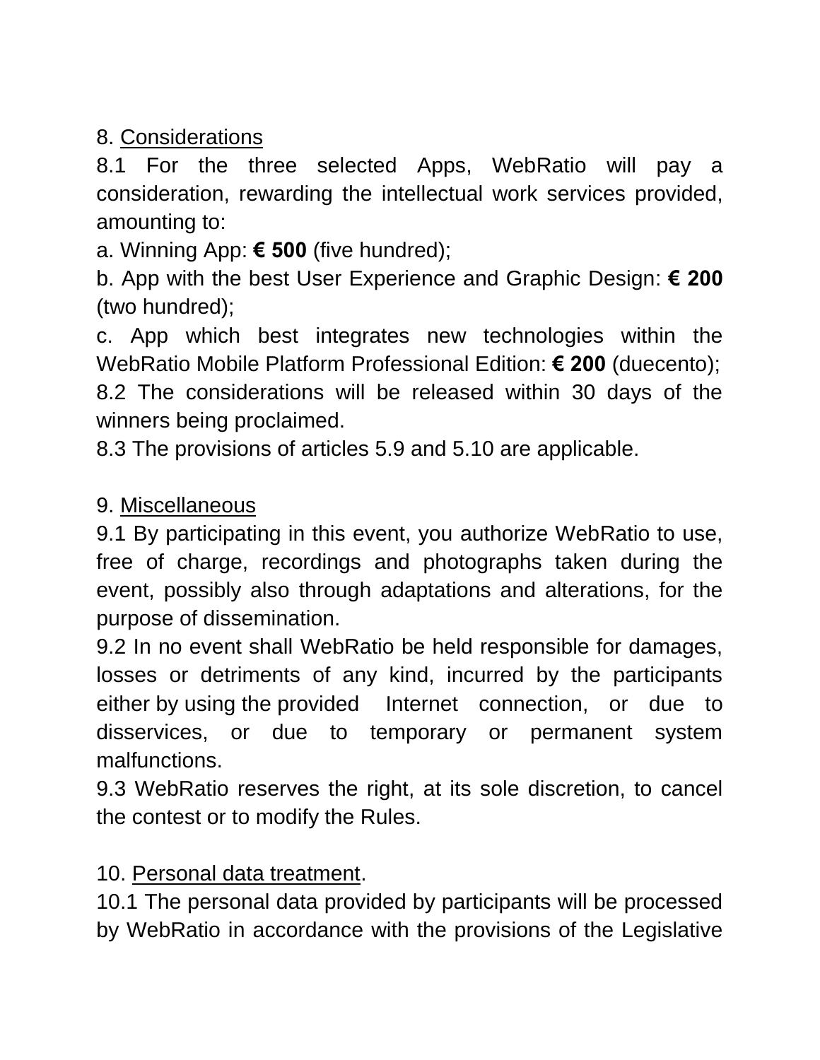8. <u>Considerations</u>

8.1 For the three selected Apps, WebRatio will pay a consideration, rewarding the intellectual work services provided, amounting to:

a. Winning App: **€ 500** (five hundred);

b. App with the best User Experience and Graphic Design: **€ 200** (two hundred);

c. App which best integrates new technologies within the WebRatio Mobile Platform Professional Edition: **€ 200** (duecento);

8.2 The considerations will be released within 30 days of the winners being proclaimed.

8.3 The provisions of articles 5.9 and 5.10 are applicable.

9. <u>Miscellaneous</u>

9.1 By participating in this event, you authorize WebRatio to use, free of charge, recordings and photographs taken during the event, possibly also through adaptations and alterations, for the purpose of dissemination.

9.2 In no event shall WebRatio be held responsible for damages, losses or detriments of any kind, incurred by the participants either by using the provided Internet connection, or due to disservices, or due to temporary or permanent system malfunctions.

9.3 WebRatio reserves the right, at its sole discretion, to cancel the contest or to modify the Rules.

10. <u>Personal data treatment</u>.

10.1 The personal data provided by participants will be processed by WebRatio in accordance with the provisions of the Legislative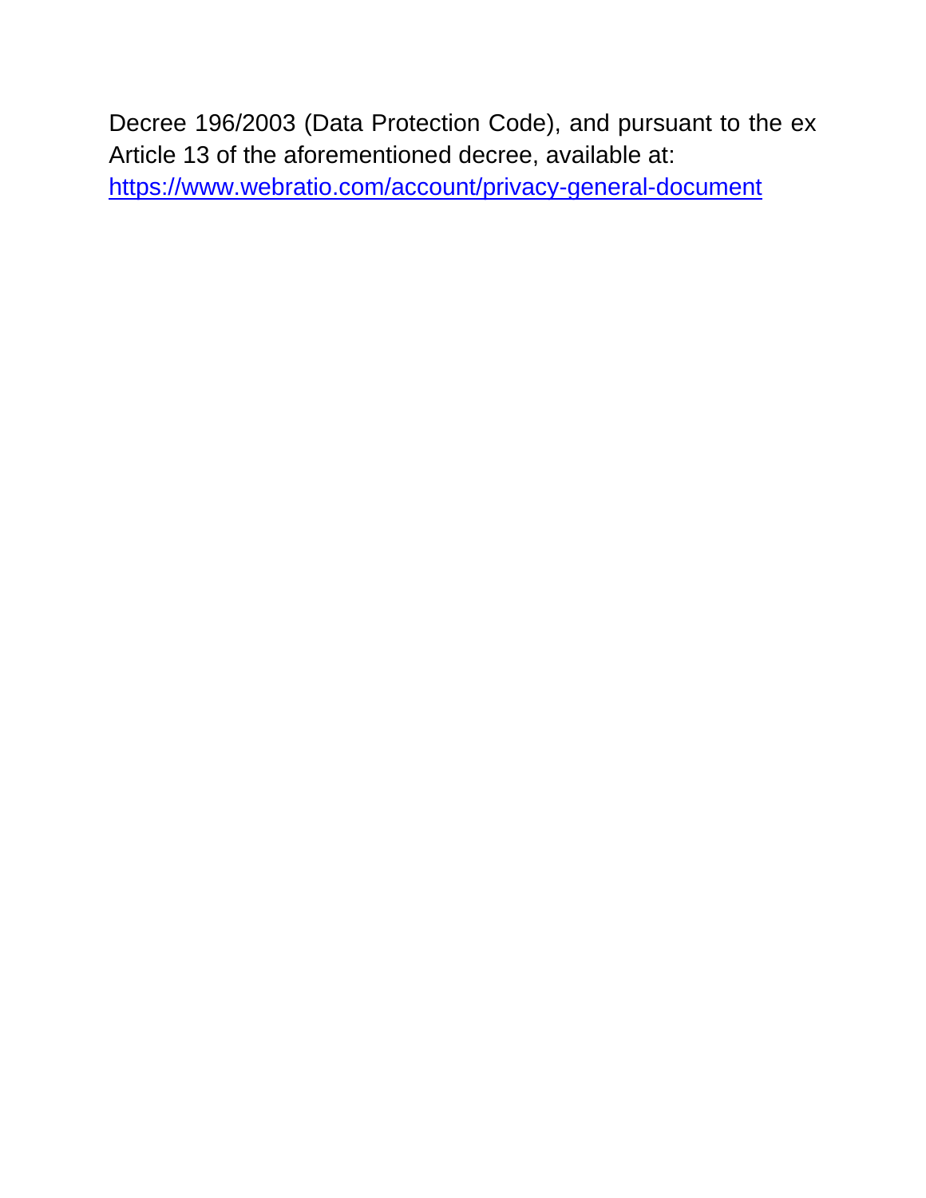Decree 196/2003 (Data Protection Code), and pursuant to the ex Article 13 of the aforementioned decree, available at: [https://www.webratio.com/account/privacy-general-document](https://www.webratio.com/account/privacy-general-document)